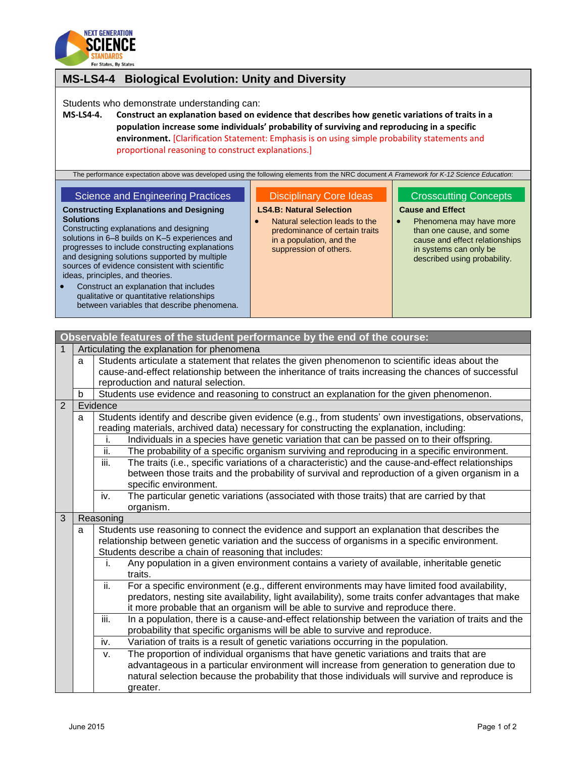# MS-LS4-4 Biological Evolution: Unity and Diversity

Students who demonstrate understanding can:

**MS-LS4-4.** **Construct an explanation based on evidence that describes how genetic variations of traits in a population increase some individuals' probability of surviving and reproducing in a specific environment.** [Clarification Statement: Emphasis is on using simple probability statements and proportional reasoning to construct explanations.]

The performance expectation above was developed using the following elements from the NRC document *A Framework for K-12 Science Education*:

| Science and Engineering Practices | Disciplinary Core Ideas | Crosscutting Concepts |
|---|---|---|
| **Constructing Explanations and Designing Solutions** Constructing explanations and designing solutions in 6–8 builds on K–5 experiences and progresses to include constructing explanations and designing solutions supported by multiple sources of evidence consistent with scientific ideas, principles, and theories. • Construct an explanation that includes qualitative or quantitative relationships between variables that describe phenomena. | **LS4.B: Natural Selection** • Natural selection leads to the predominance of certain traits in a population, and the suppression of others. | **Cause and Effect** • Phenomena may have more than one cause, and some cause and effect relationships in systems can only be described using probability. |

## Observable features of the student performance by the end of the course:

**1 Articulating the explanation for phenomena**

a. Students articulate a statement that relates the given phenomenon to scientific ideas about the cause-and-effect relationship between the inheritance of traits increasing the chances of successful reproduction and natural selection.

b. Students use evidence and reasoning to construct an explanation for the given phenomenon.

**2 Evidence**

a. Students identify and describe given evidence (e.g., from students' own investigations, observations, reading materials, archived data) necessary for constructing the explanation, including:

   i. Individuals in a species have genetic variation that can be passed on to their offspring.

   ii. The probability of a specific organism surviving and reproducing in a specific environment.

   iii. The traits (i.e., specific variations of a characteristic) and the cause-and-effect relationships between those traits and the probability of survival and reproduction of a given organism in a specific environment.

   iv. The particular genetic variations (associated with those traits) that are carried by that organism.

**3 Reasoning**

a. Students use reasoning to connect the evidence and support an explanation that describes the relationship between genetic variation and the success of organisms in a specific environment. Students describe a chain of reasoning that includes:

   i. Any population in a given environment contains a variety of available, inheritable genetic traits.

   ii. For a specific environment (e.g., different environments may have limited food availability, predators, nesting site availability, light availability), some traits confer advantages that make it more probable that an organism will be able to survive and reproduce there.

   iii. In a population, there is a cause-and-effect relationship between the variation of traits and the probability that specific organisms will be able to survive and reproduce.

   iv. Variation of traits is a result of genetic variations occurring in the population.

   v. The proportion of individual organisms that have genetic variations and traits that are advantageous in a particular environment will increase from generation to generation due to natural selection because the probability that those individuals will survive and reproduce is greater.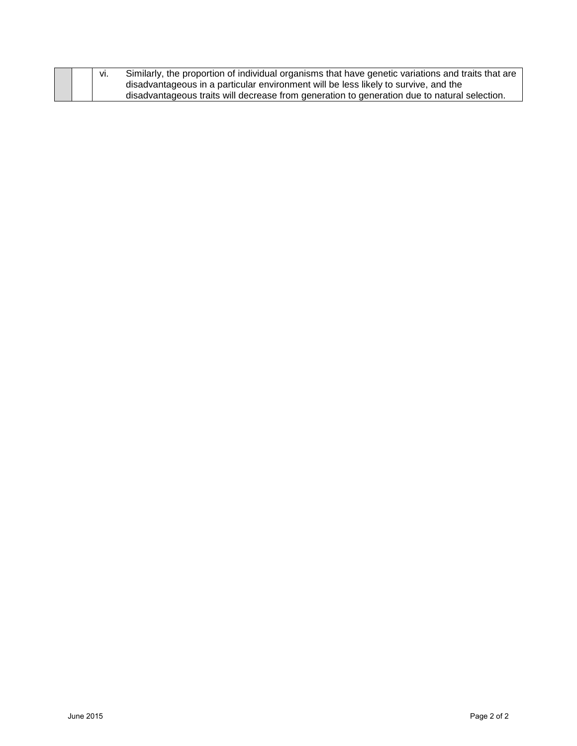| | | | |
|---|---|---|---|
| | | vi. | Similarly, the proportion of individual organisms that have genetic variations and traits that are disadvantageous in a particular environment will be less likely to survive, and the disadvantageous traits will decrease from generation to generation due to natural selection. |